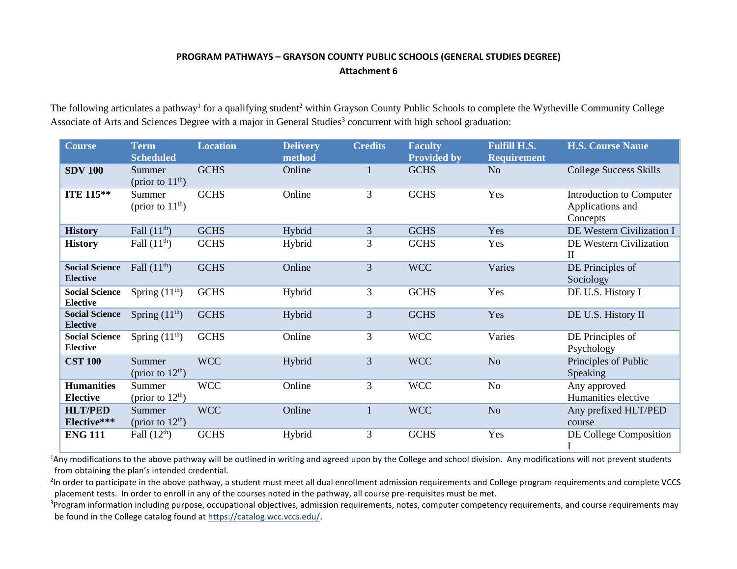**PROGRAM PATHWAYS – GRAYSON COUNTY PUBLIC SCHOOLS (GENERAL STUDIES DEGREE)**

**Attachment 6**

The following articulates a pathway[1] for a qualifying student[2] within Grayson County Public Schools to complete the Wytheville Community College Associate of Arts and Sciences Degree with a major in General Studies[3] concurrent with high school graduation:

| Course | Term Scheduled | Location | Delivery method | Credits | Faculty Provided by | Fulfill H.S. Requirement | H.S. Course Name |
|---|---|---|---|---|---|---|---|
| **SDV 100** | Summer (prior to 11th) | GCHS | Online | 1 | GCHS | No | College Success Skills |
| **ITE 115**** | Summer (prior to 11th) | GCHS | Online | 3 | GCHS | Yes | Introduction to Computer Applications and Concepts |
| **History** | Fall (11th) | GCHS | Hybrid | 3 | GCHS | Yes | DE Western Civilization I |
| **History** | Fall (11th) | GCHS | Hybrid | 3 | GCHS | Yes | DE Western Civilization II |
| **Social Science Elective** | Fall (11th) | GCHS | Online | 3 | WCC | Varies | DE Principles of Sociology |
| **Social Science Elective** | Spring (11th) | GCHS | Hybrid | 3 | GCHS | Yes | DE U.S. History I |
| **Social Science Elective** | Spring (11th) | GCHS | Hybrid | 3 | GCHS | Yes | DE U.S. History II |
| **Social Science Elective** | Spring (11th) | GCHS | Online | 3 | WCC | Varies | DE Principles of Psychology |
| **CST 100** | Summer (prior to 12th) | WCC | Hybrid | 3 | WCC | No | Principles of Public Speaking |
| **Humanities Elective** | Summer (prior to 12th) | WCC | Online | 3 | WCC | No | Any approved Humanities elective |
| **HLT/PED Elective***** | Summer (prior to 12th) | WCC | Online | 1 | WCC | No | Any prefixed HLT/PED course |
| **ENG 111** | Fall (12th) | GCHS | Hybrid | 3 | GCHS | Yes | DE College Composition I |

[1]Any modifications to the above pathway will be outlined in writing and agreed upon by the College and school division. Any modifications will not prevent students from obtaining the plan's intended credential.

[2]In order to participate in the above pathway, a student must meet all dual enrollment admission requirements and College program requirements and complete VCCS placement tests. In order to enroll in any of the courses noted in the pathway, all course pre-requisites must be met.

[3]Program information including purpose, occupational objectives, admission requirements, notes, computer competency requirements, and course requirements may be found in the College catalog found at https://catalog.wcc.vccs.edu/.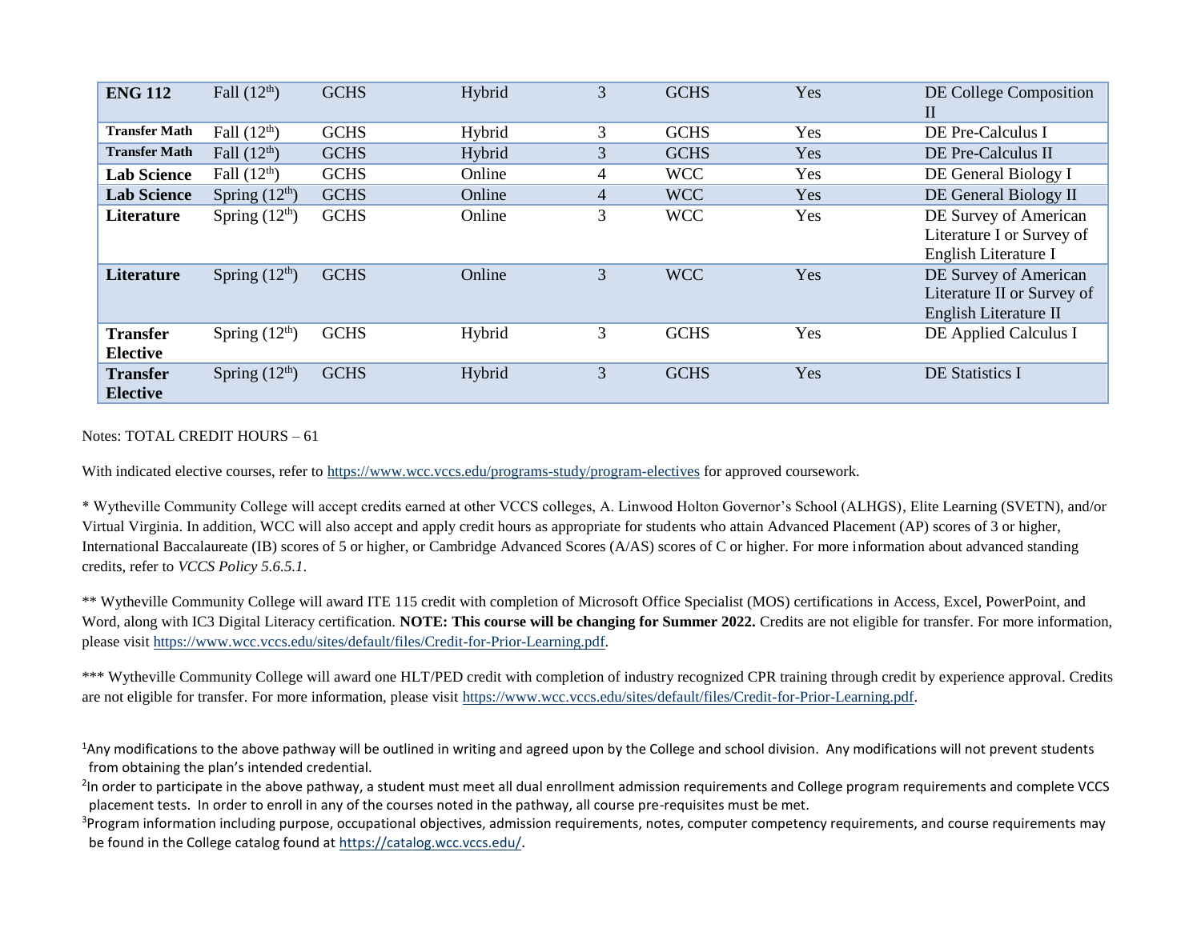| | | | | | | | |
|---|---|---|---|---|---|---|---|
| **ENG 112** | Fall (12th) | GCHS | Hybrid | 3 | GCHS | Yes | DE College Composition II |
| **Transfer Math** | Fall (12th) | GCHS | Hybrid | 3 | GCHS | Yes | DE Pre-Calculus I |
| **Transfer Math** | Fall (12th) | GCHS | Hybrid | 3 | GCHS | Yes | DE Pre-Calculus II |
| **Lab Science** | Fall (12th) | GCHS | Online | 4 | WCC | Yes | DE General Biology I |
| **Lab Science** | Spring (12th) | GCHS | Online | 4 | WCC | Yes | DE General Biology II |
| **Literature** | Spring (12th) | GCHS | Online | 3 | WCC | Yes | DE Survey of American Literature I or Survey of English Literature I |
| **Literature** | Spring (12th) | GCHS | Online | 3 | WCC | Yes | DE Survey of American Literature II or Survey of English Literature II |
| **Transfer Elective** | Spring (12th) | GCHS | Hybrid | 3 | GCHS | Yes | DE Applied Calculus I |
| **Transfer Elective** | Spring (12th) | GCHS | Hybrid | 3 | GCHS | Yes | DE Statistics I |

Notes: TOTAL CREDIT HOURS – 61

With indicated elective courses, refer to https://www.wcc.vccs.edu/programs-study/program-electives for approved coursework.

* Wytheville Community College will accept credits earned at other VCCS colleges, A. Linwood Holton Governor's School (ALHGS), Elite Learning (SVETN), and/or Virtual Virginia. In addition, WCC will also accept and apply credit hours as appropriate for students who attain Advanced Placement (AP) scores of 3 or higher, International Baccalaureate (IB) scores of 5 or higher, or Cambridge Advanced Scores (A/AS) scores of C or higher. For more information about advanced standing credits, refer to *VCCS Policy 5.6.5.1*.

** Wytheville Community College will award ITE 115 credit with completion of Microsoft Office Specialist (MOS) certifications in Access, Excel, PowerPoint, and Word, along with IC3 Digital Literacy certification. **NOTE: This course will be changing for Summer 2022.** Credits are not eligible for transfer. For more information, please visit https://www.wcc.vccs.edu/sites/default/files/Credit-for-Prior-Learning.pdf.

*** Wytheville Community College will award one HLT/PED credit with completion of industry recognized CPR training through credit by experience approval. Credits are not eligible for transfer. For more information, please visit https://www.wcc.vccs.edu/sites/default/files/Credit-for-Prior-Learning.pdf.

[1]Any modifications to the above pathway will be outlined in writing and agreed upon by the College and school division. Any modifications will not prevent students from obtaining the plan's intended credential.

[2]In order to participate in the above pathway, a student must meet all dual enrollment admission requirements and College program requirements and complete VCCS placement tests. In order to enroll in any of the courses noted in the pathway, all course pre-requisites must be met.

[3]Program information including purpose, occupational objectives, admission requirements, notes, computer competency requirements, and course requirements may be found in the College catalog found at https://catalog.wcc.vccs.edu/.